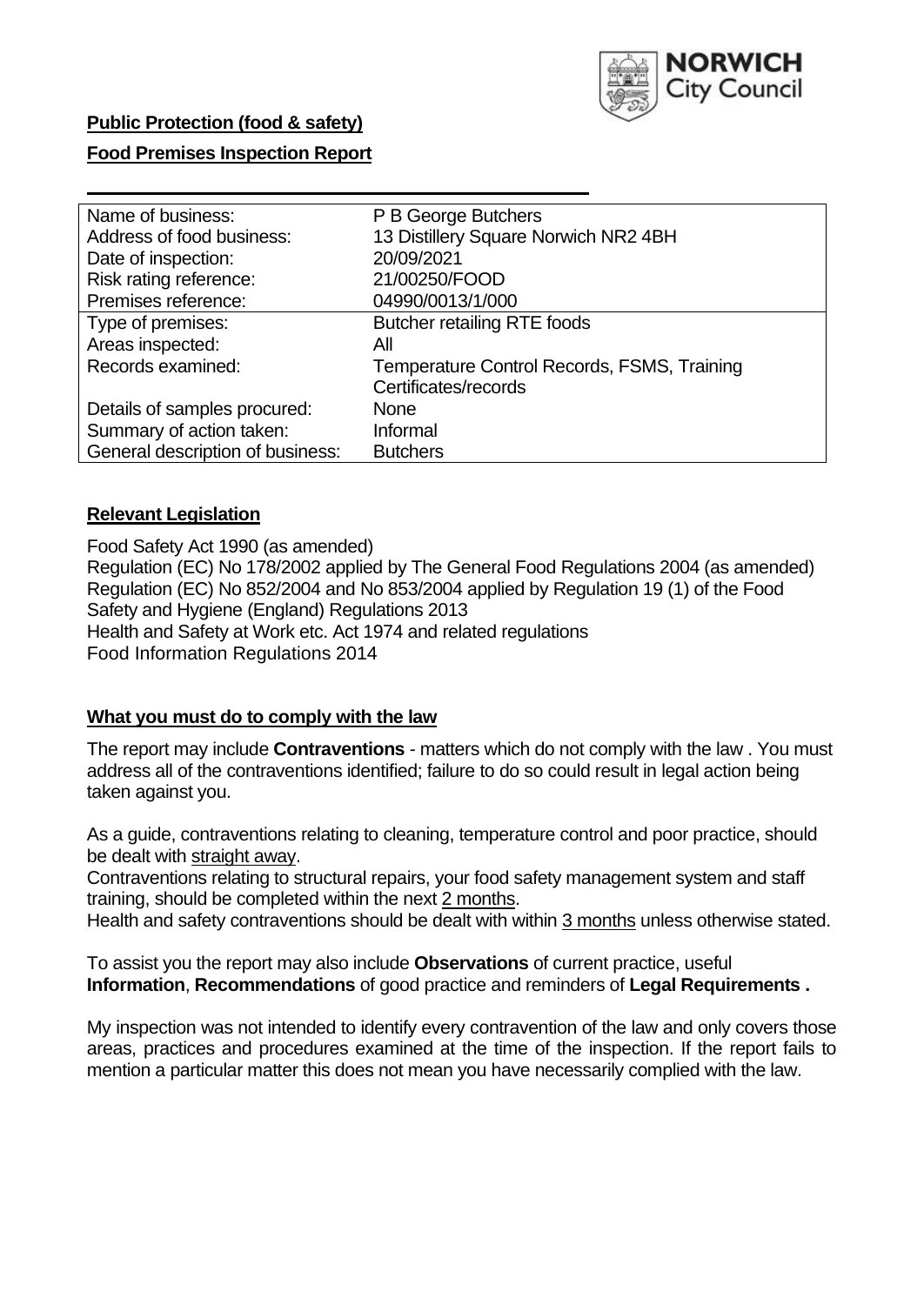**NORWICH City Council**

**Public Protection (food & safety)**

**Food Premises Inspection Report**

| | |
|---|---|
| Name of business: | P B George Butchers |
| Address of food business: | 13 Distillery Square Norwich NR2 4BH |
| Date of inspection: | 20/09/2021 |
| Risk rating reference: | 21/00250/FOOD |
| Premises reference: | 04990/0013/1/000 |
| Type of premises: | Butcher retailing RTE foods |
| Areas inspected: | All |
| Records examined: | Temperature Control Records, FSMS, Training Certificates/records |
| Details of samples procured: | None |
| Summary of action taken: | Informal |
| General description of business: | Butchers |

**Relevant Legislation**

Food Safety Act 1990 (as amended)
Regulation (EC) No 178/2002 applied by The General Food Regulations 2004 (as amended)
Regulation (EC) No 852/2004 and No 853/2004 applied by Regulation 19 (1) of the Food Safety and Hygiene (England) Regulations 2013
Health and Safety at Work etc. Act 1974 and related regulations
Food Information Regulations 2014

**What you must do to comply with the law**

The report may include **Contraventions** - matters which do not comply with the law . You must address all of the contraventions identified; failure to do so could result in legal action being taken against you.

As a guide, contraventions relating to cleaning, temperature control and poor practice, should be dealt with straight away.
Contraventions relating to structural repairs, your food safety management system and staff training, should be completed within the next 2 months.
Health and safety contraventions should be dealt with within 3 months unless otherwise stated.

To assist you the report may also include **Observations** of current practice, useful **Information**, **Recommendations** of good practice and reminders of **Legal Requirements .**

My inspection was not intended to identify every contravention of the law and only covers those areas, practices and procedures examined at the time of the inspection. If the report fails to mention a particular matter this does not mean you have necessarily complied with the law.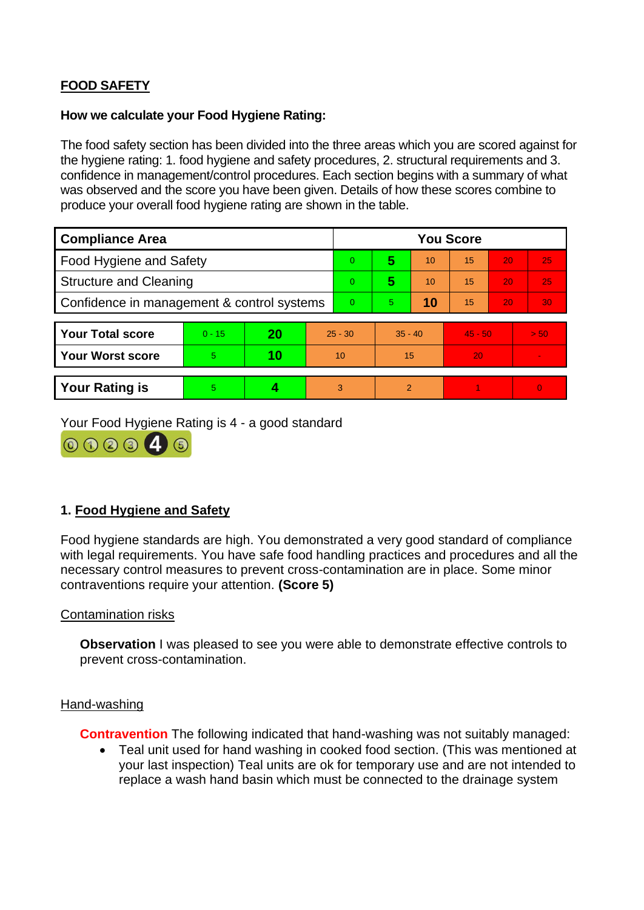**FOOD SAFETY**

**How we calculate your Food Hygiene Rating:**

The food safety section has been divided into the three areas which you are scored against for the hygiene rating: 1. food hygiene and safety procedures, 2. structural requirements and 3. confidence in management/control procedures. Each section begins with a summary of what was observed and the score you have been given. Details of how these scores combine to produce your overall food hygiene rating are shown in the table.

| Compliance Area | You Score | | | | | |
|---|---|---|---|---|---|---|
| Food Hygiene and Safety | 0 | **5** | 10 | 15 | 20 | 25 |
| Structure and Cleaning | 0 | **5** | 10 | 15 | 20 | 25 |
| Confidence in management & control systems | 0 | 5 | **10** | 15 | 20 | 30 |

| | | | | | | |
|---|---|---|---|---|---|---|
| **Your Total score** | 0 - 15 | **20** | 25 - 30 | 35 - 40 | 45 - 50 | > 50 |
| **Your Worst score** | 5 | **10** | 10 | 15 | 20 | - |

| | | | | | | |
|---|---|---|---|---|---|---|
| **Your Rating is** | 5 | **4** | 3 | 2 | 1 | 0 |

Your Food Hygiene Rating is 4 - a good standard

## 1. Food Hygiene and Safety

Food hygiene standards are high. You demonstrated a very good standard of compliance with legal requirements. You have safe food handling practices and procedures and all the necessary control measures to prevent cross-contamination are in place. Some minor contraventions require your attention. **(Score 5)**

Contamination risks

**Observation** I was pleased to see you were able to demonstrate effective controls to prevent cross-contamination.

Hand-washing

**Contravention** The following indicated that hand-washing was not suitably managed:

- Teal unit used for hand washing in cooked food section. (This was mentioned at your last inspection) Teal units are ok for temporary use and are not intended to replace a wash hand basin which must be connected to the drainage system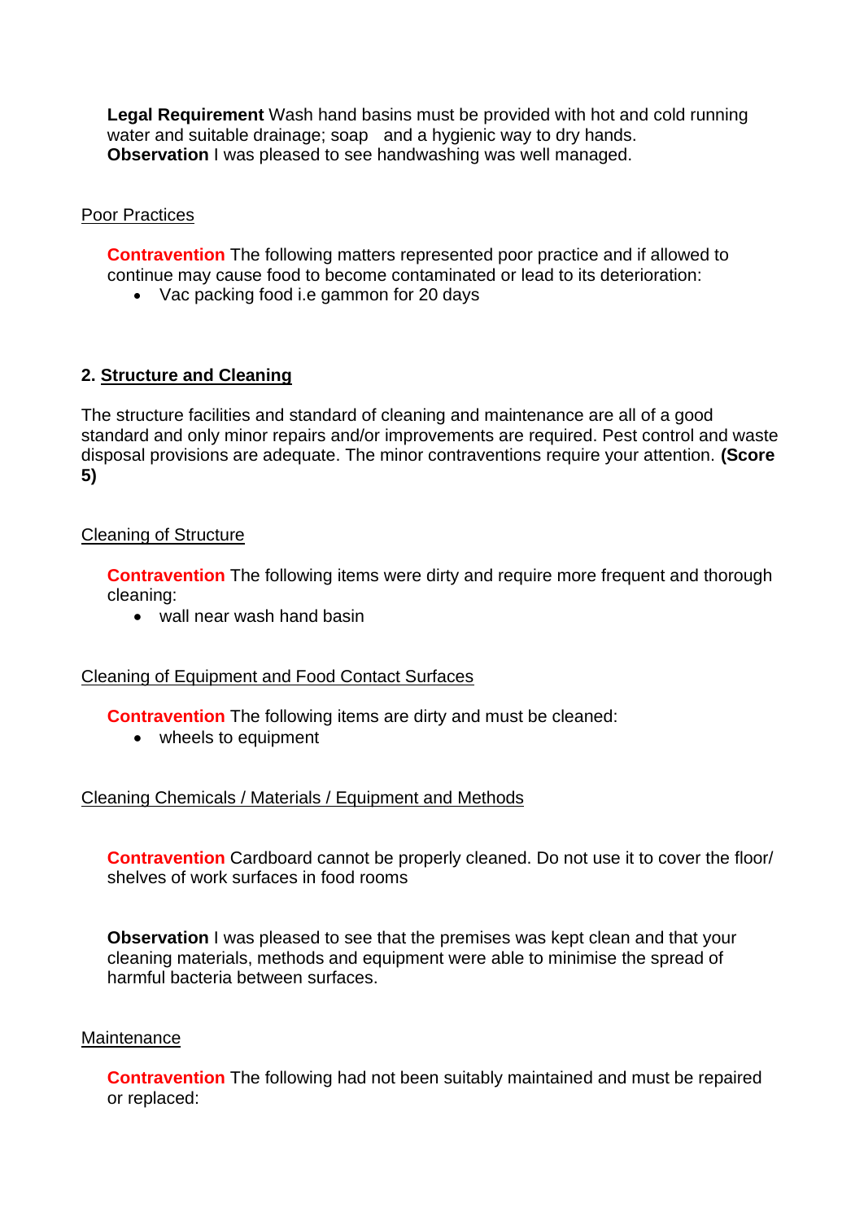**Legal Requirement** Wash hand basins must be provided with hot and cold running water and suitable drainage; soap  and a hygienic way to dry hands.
**Observation** I was pleased to see handwashing was well managed.

Poor Practices

**Contravention** The following matters represented poor practice and if allowed to continue may cause food to become contaminated or lead to its deterioration:

- Vac packing food i.e gammon for 20 days

## 2. Structure and Cleaning

The structure facilities and standard of cleaning and maintenance are all of a good standard and only minor repairs and/or improvements are required. Pest control and waste disposal provisions are adequate. The minor contraventions require your attention. **(Score 5)**

Cleaning of Structure

**Contravention** The following items were dirty and require more frequent and thorough cleaning:

- wall near wash hand basin

Cleaning of Equipment and Food Contact Surfaces

**Contravention** The following items are dirty and must be cleaned:

- wheels to equipment

Cleaning Chemicals / Materials / Equipment and Methods

**Contravention** Cardboard cannot be properly cleaned. Do not use it to cover the floor/ shelves of work surfaces in food rooms

**Observation** I was pleased to see that the premises was kept clean and that your cleaning materials, methods and equipment were able to minimise the spread of harmful bacteria between surfaces.

Maintenance

**Contravention** The following had not been suitably maintained and must be repaired or replaced: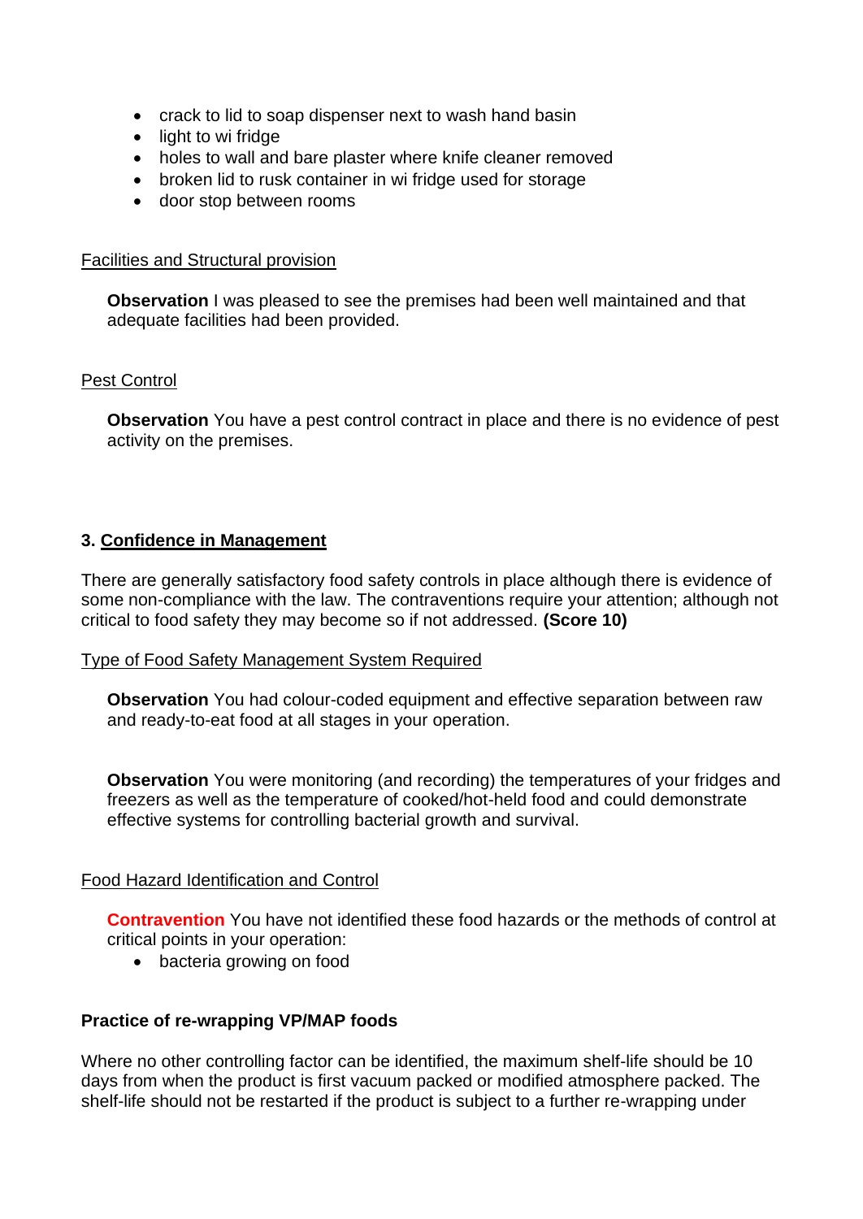- crack to lid to soap dispenser next to wash hand basin
- light to wi fridge
- holes to wall and bare plaster where knife cleaner removed
- broken lid to rusk container in wi fridge used for storage
- door stop between rooms

Facilities and Structural provision

**Observation** I was pleased to see the premises had been well maintained and that adequate facilities had been provided.

Pest Control

**Observation** You have a pest control contract in place and there is no evidence of pest activity on the premises.

## 3. Confidence in Management

There are generally satisfactory food safety controls in place although there is evidence of some non-compliance with the law. The contraventions require your attention; although not critical to food safety they may become so if not addressed. **(Score 10)**

Type of Food Safety Management System Required

**Observation** You had colour-coded equipment and effective separation between raw and ready-to-eat food at all stages in your operation.

**Observation** You were monitoring (and recording) the temperatures of your fridges and freezers as well as the temperature of cooked/hot-held food and could demonstrate effective systems for controlling bacterial growth and survival.

Food Hazard Identification and Control

**Contravention** You have not identified these food hazards or the methods of control at critical points in your operation:

- bacteria growing on food

**Practice of re-wrapping VP/MAP foods**

Where no other controlling factor can be identified, the maximum shelf-life should be 10 days from when the product is first vacuum packed or modified atmosphere packed. The shelf-life should not be restarted if the product is subject to a further re-wrapping under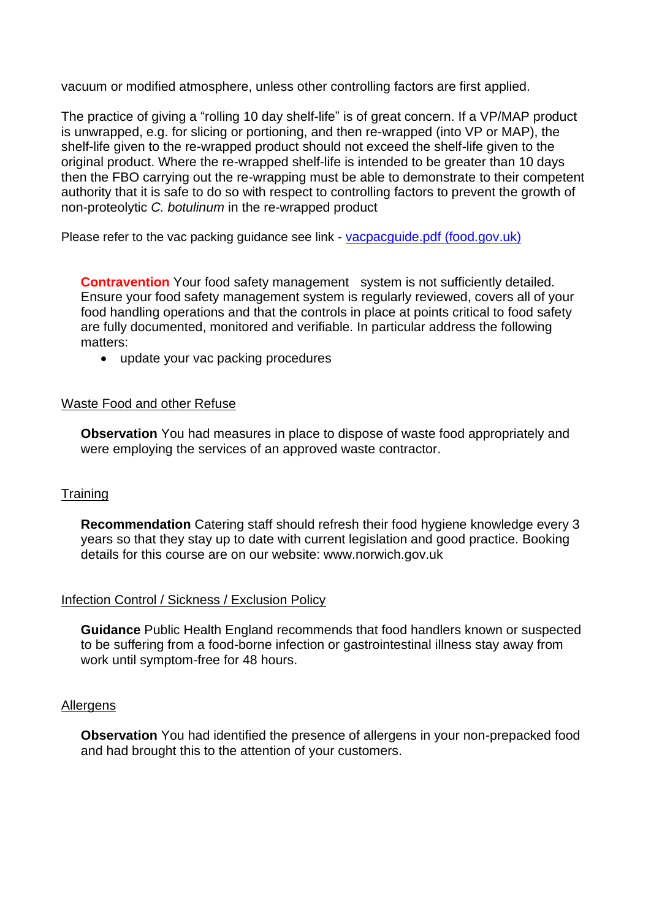vacuum or modified atmosphere, unless other controlling factors are first applied.

The practice of giving a "rolling 10 day shelf-life" is of great concern. If a VP/MAP product is unwrapped, e.g. for slicing or portioning, and then re-wrapped (into VP or MAP), the shelf-life given to the re-wrapped product should not exceed the shelf-life given to the original product. Where the re-wrapped shelf-life is intended to be greater than 10 days then the FBO carrying out the re-wrapping must be able to demonstrate to their competent authority that it is safe to do so with respect to controlling factors to prevent the growth of non-proteolytic *C. botulinum* in the re-wrapped product

Please refer to the vac packing guidance see link - [vacpacguide.pdf (food.gov.uk)](vacpacguide.pdf (food.gov.uk))

**Contravention** Your food safety management system is not sufficiently detailed. Ensure your food safety management system is regularly reviewed, covers all of your food handling operations and that the controls in place at points critical to food safety are fully documented, monitored and verifiable. In particular address the following matters:

- update your vac packing procedures

Waste Food and other Refuse

**Observation** You had measures in place to dispose of waste food appropriately and were employing the services of an approved waste contractor.

Training

**Recommendation** Catering staff should refresh their food hygiene knowledge every 3 years so that they stay up to date with current legislation and good practice. Booking details for this course are on our website: www.norwich.gov.uk

Infection Control / Sickness / Exclusion Policy

**Guidance** Public Health England recommends that food handlers known or suspected to be suffering from a food-borne infection or gastrointestinal illness stay away from work until symptom-free for 48 hours.

Allergens

**Observation** You had identified the presence of allergens in your non-prepacked food and had brought this to the attention of your customers.